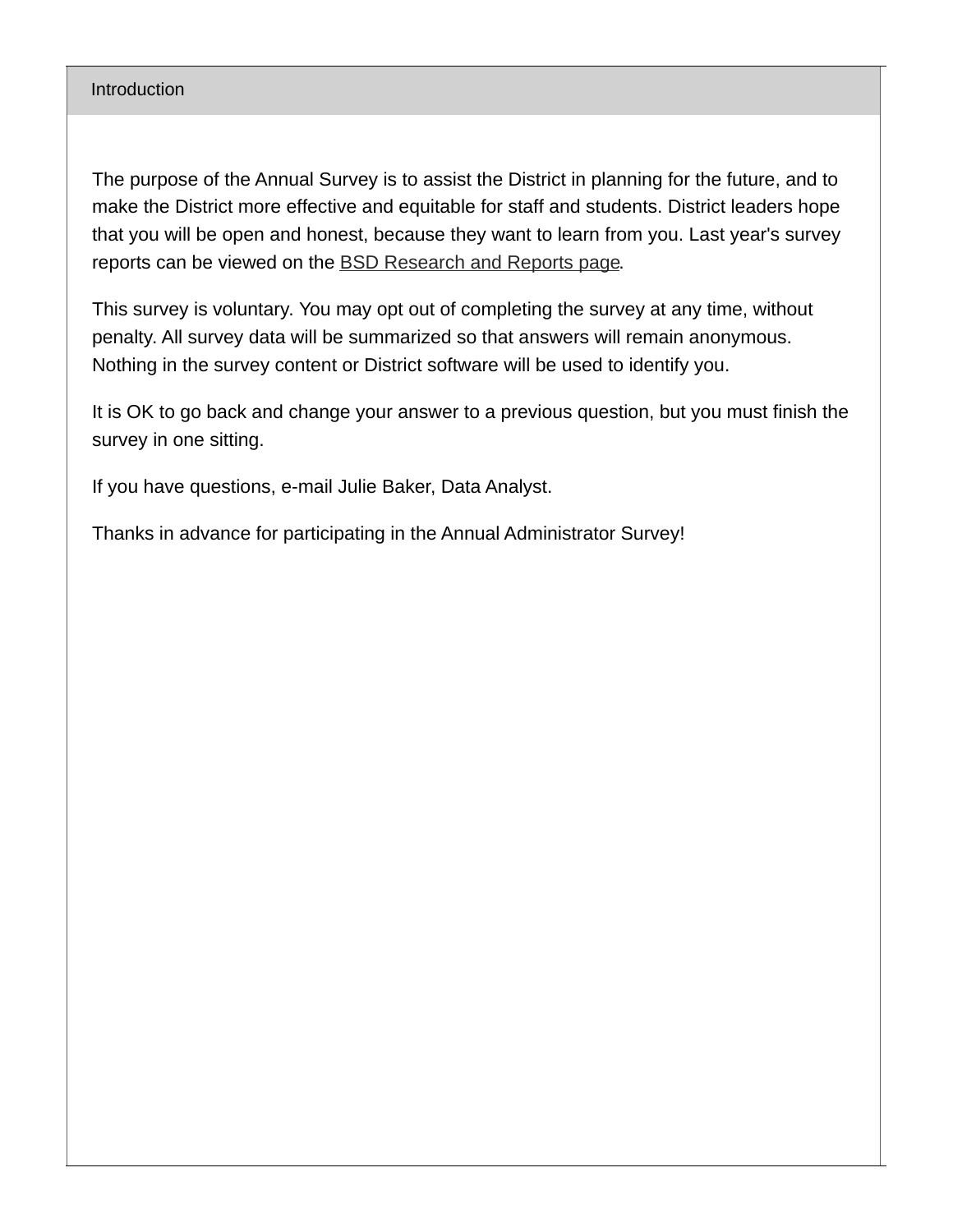## Introduction

The purpose of the Annual Survey is to assist the District in planning for the future, and to make the District more effective and equitable for staff and students. District leaders hope that you will be open and honest, because they want to learn from you. Last year's survey reports can be viewed on the BSD Research and Reports page.

This survey is voluntary. You may opt out of completing the survey at any time, without penalty. All survey data will be summarized so that answers will remain anonymous. Nothing in the survey content or District software will be used to identify you.

It is OK to go back and change your answer to a previous question, but you must finish the survey in one sitting.

If you have questions, e-mail Julie Baker, Data Analyst.

Thanks in advance for participating in the Annual Administrator Survey!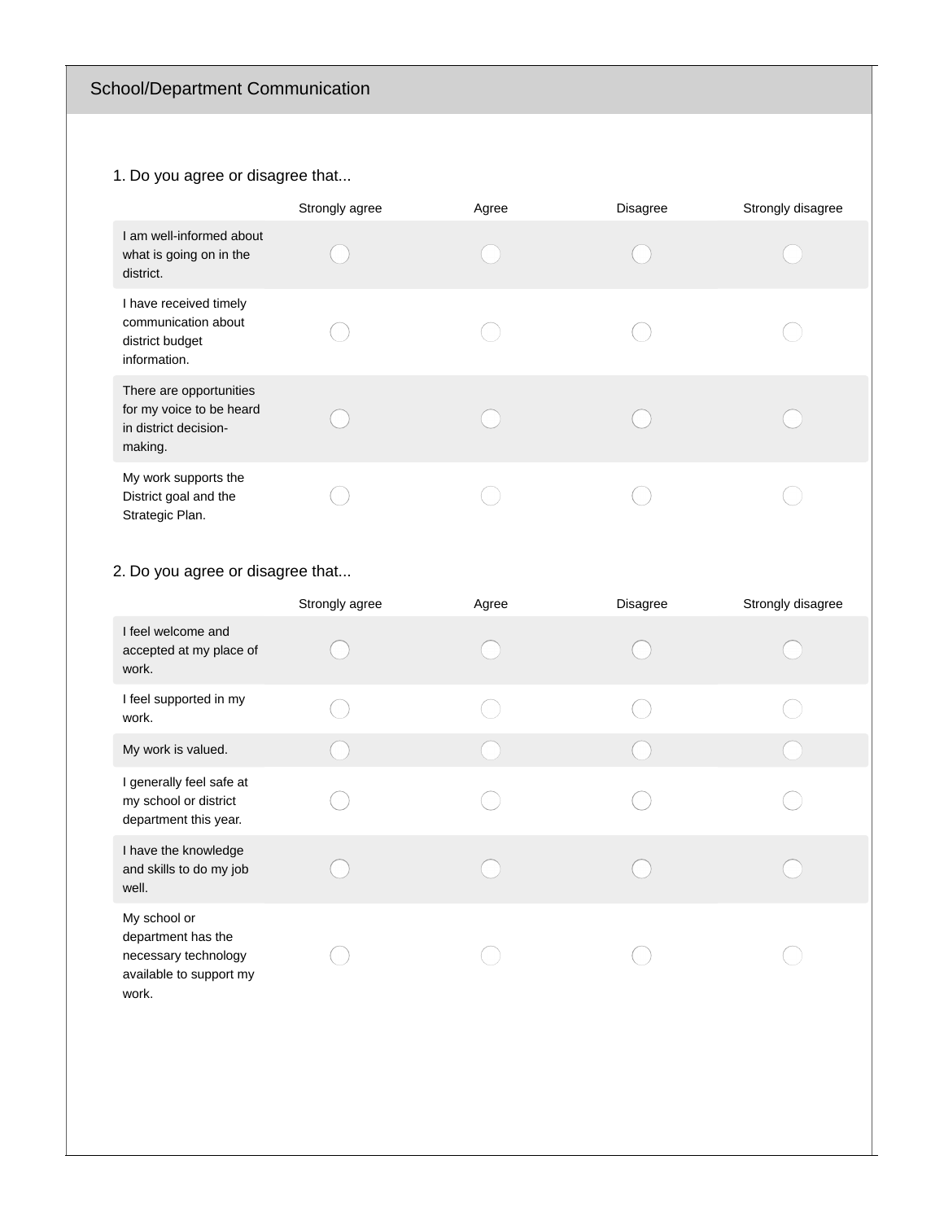## School/Department Communication

1. Do you agree or disagree that...

| | Strongly agree | Agree | Disagree | Strongly disagree |
|---|---|---|---|---|
| I am well-informed about what is going on in the district. | ◯ | ◯ | ◯ | ◯ |
| I have received timely communication about district budget information. | ◯ | ◯ | ◯ | ◯ |
| There are opportunities for my voice to be heard in district decision-making. | ◯ | ◯ | ◯ | ◯ |
| My work supports the District goal and the Strategic Plan. | ◯ | ◯ | ◯ | ◯ |

2. Do you agree or disagree that...

| | Strongly agree | Agree | Disagree | Strongly disagree |
|---|---|---|---|---|
| I feel welcome and accepted at my place of work. | ◯ | ◯ | ◯ | ◯ |
| I feel supported in my work. | ◯ | ◯ | ◯ | ◯ |
| My work is valued. | ◯ | ◯ | ◯ | ◯ |
| I generally feel safe at my school or district department this year. | ◯ | ◯ | ◯ | ◯ |
| I have the knowledge and skills to do my job well. | ◯ | ◯ | ◯ | ◯ |
| My school or department has the necessary technology available to support my work. | ◯ | ◯ | ◯ | ◯ |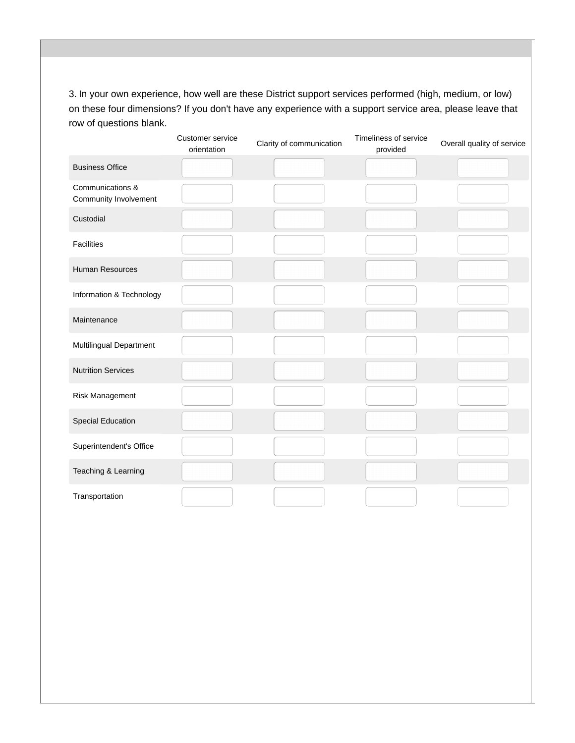3. In your own experience, how well are these District support services performed (high, medium, or low) on these four dimensions? If you don't have any experience with a support service area, please leave that row of questions blank.

| | Customer service orientation | Clarity of communication | Timeliness of service provided | Overall quality of service |
|---|---|---|---|---|
| Business Office | | | | |
| Communications & Community Involvement | | | | |
| Custodial | | | | |
| Facilities | | | | |
| Human Resources | | | | |
| Information & Technology | | | | |
| Maintenance | | | | |
| Multilingual Department | | | | |
| Nutrition Services | | | | |
| Risk Management | | | | |
| Special Education | | | | |
| Superintendent's Office | | | | |
| Teaching & Learning | | | | |
| Transportation | | | | |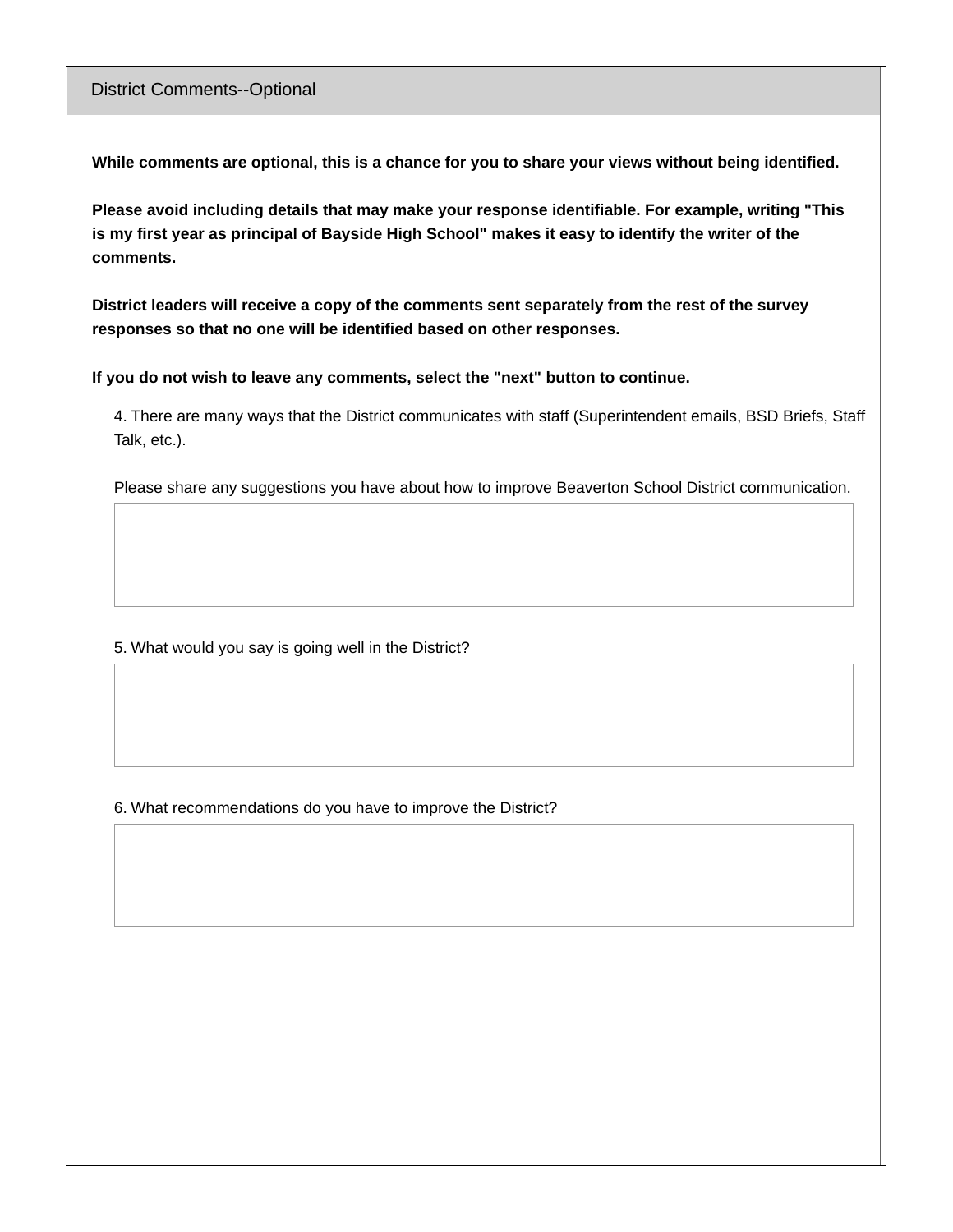## District Comments--Optional

**While comments are optional, this is a chance for you to share your views without being identified.**

**Please avoid including details that may make your response identifiable. For example, writing "This is my first year as principal of Bayside High School" makes it easy to identify the writer of the comments.**

**District leaders will receive a copy of the comments sent separately from the rest of the survey responses so that no one will be identified based on other responses.**

**If you do not wish to leave any comments, select the "next" button to continue.**

4. There are many ways that the District communicates with staff (Superintendent emails, BSD Briefs, Staff Talk, etc.).

Please share any suggestions you have about how to improve Beaverton School District communication.

5. What would you say is going well in the District?

6. What recommendations do you have to improve the District?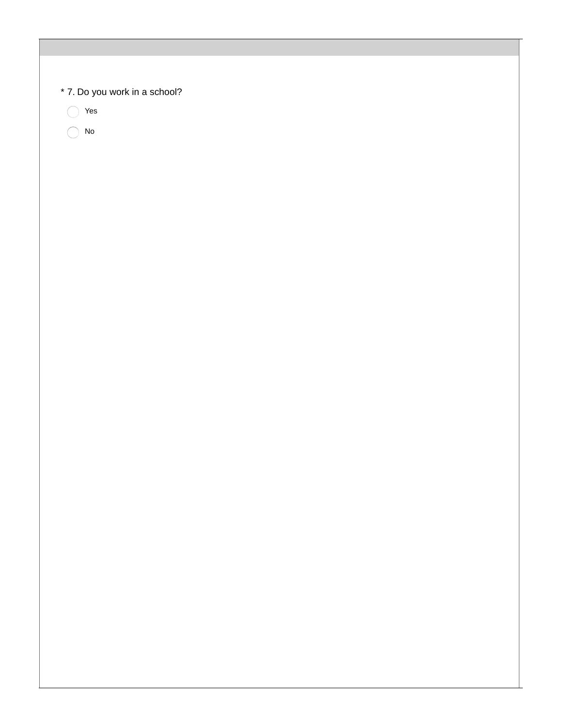* 7. Do you work in a school?

- Yes
- No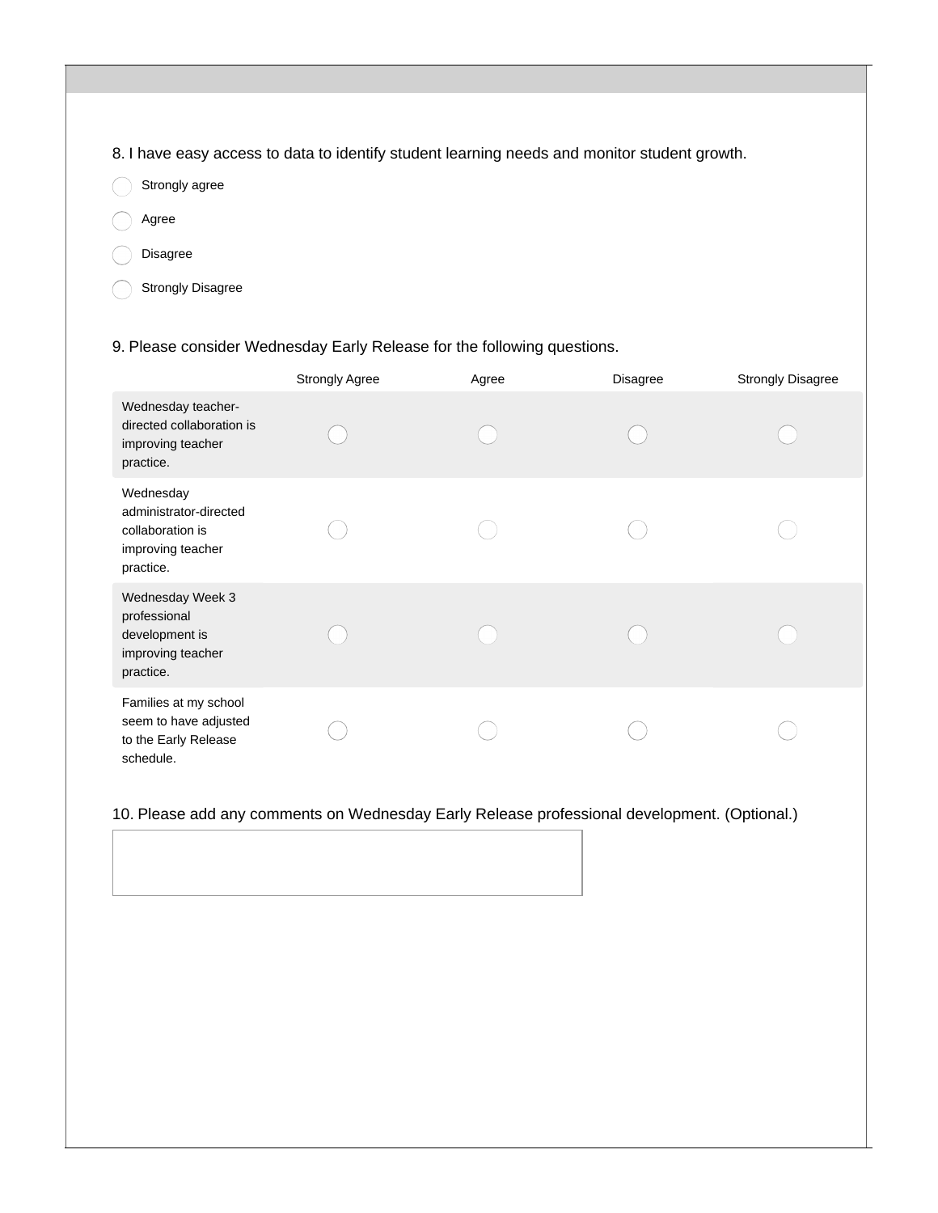8. I have easy access to data to identify student learning needs and monitor student growth.

- ◯ Strongly agree
- ◯ Agree
- ◯ Disagree
- ◯ Strongly Disagree

9. Please consider Wednesday Early Release for the following questions.

| | Strongly Agree | Agree | Disagree | Strongly Disagree |
|---|---|---|---|---|
| Wednesday teacher-directed collaboration is improving teacher practice. | ◯ | ◯ | ◯ | ◯ |
| Wednesday administrator-directed collaboration is improving teacher practice. | ◯ | ◯ | ◯ | ◯ |
| Wednesday Week 3 professional development is improving teacher practice. | ◯ | ◯ | ◯ | ◯ |
| Families at my school seem to have adjusted to the Early Release schedule. | ◯ | ◯ | ◯ | ◯ |

10. Please add any comments on Wednesday Early Release professional development. (Optional.)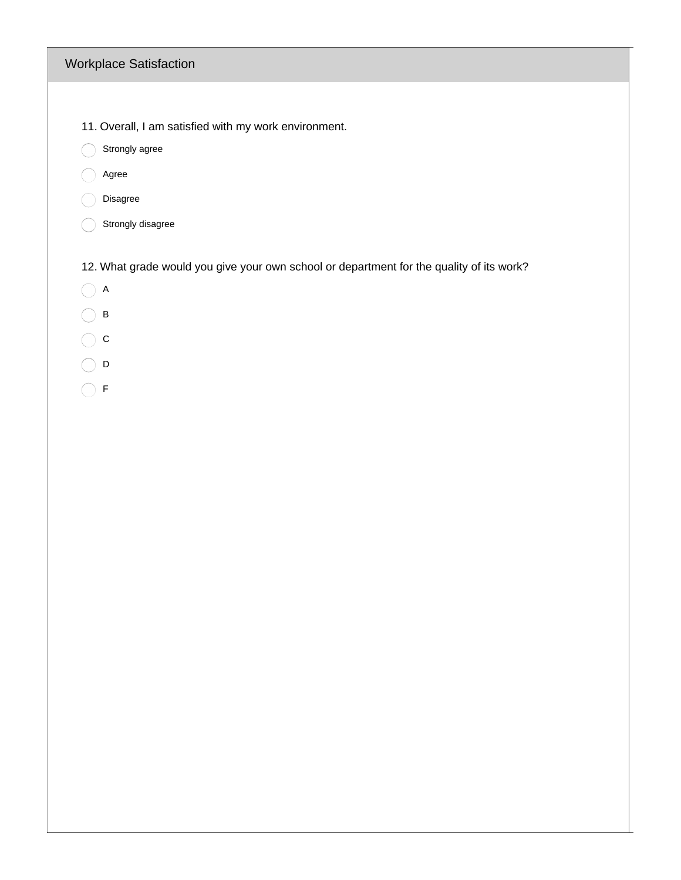## Workplace Satisfaction

11. Overall, I am satisfied with my work environment.

- Strongly agree
- Agree
- Disagree
- Strongly disagree

12. What grade would you give your own school or department for the quality of its work?

- A
- B
- C
- D
- F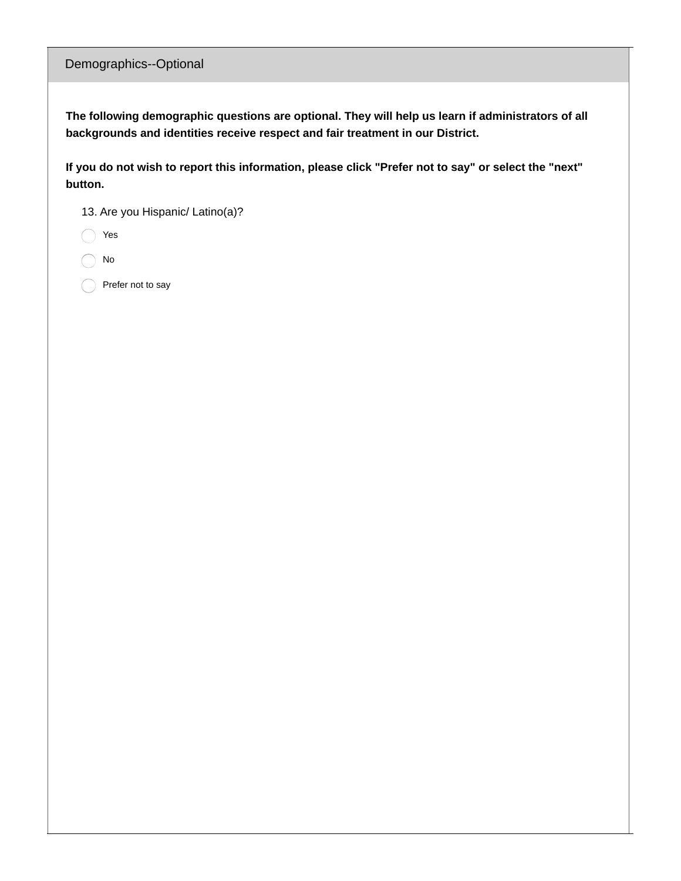## Demographics--Optional

**The following demographic questions are optional. They will help us learn if administrators of all backgrounds and identities receive respect and fair treatment in our District.**

**If you do not wish to report this information, please click "Prefer not to say" or select the "next" button.**

13. Are you Hispanic/ Latino(a)?

- Yes
- No
- Prefer not to say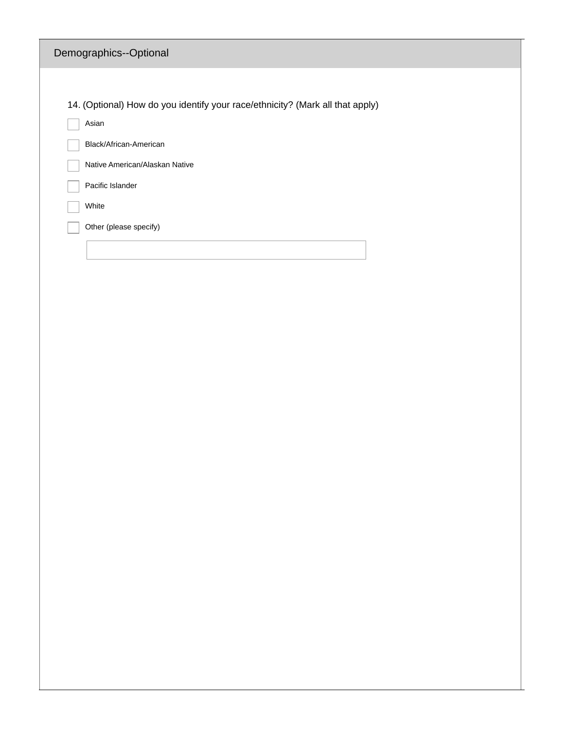## Demographics--Optional

14. (Optional) How do you identify your race/ethnicity? (Mark all that apply)

- [ ] Asian
- [ ] Black/African-American
- [ ] Native American/Alaskan Native
- [ ] Pacific Islander
- [ ] White
- [ ] Other (please specify)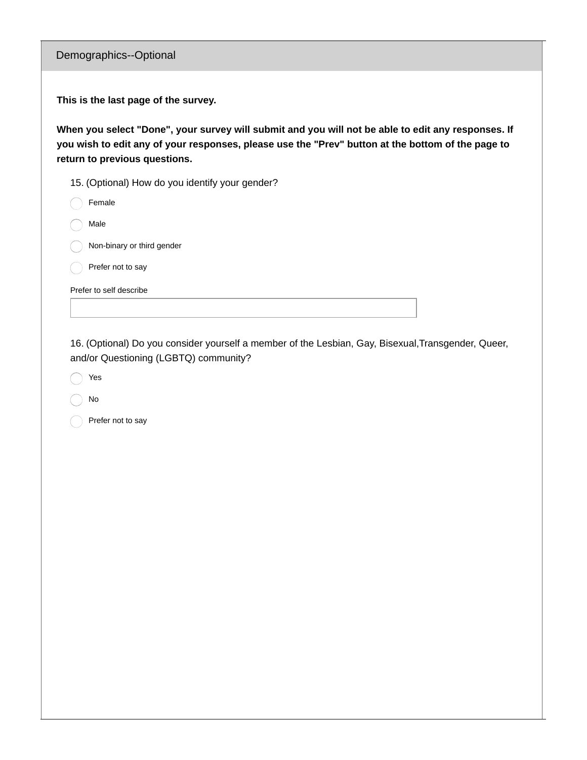## Demographics--Optional

**This is the last page of the survey.**

**When you select "Done", your survey will submit and you will not be able to edit any responses. If you wish to edit any of your responses, please use the "Prev" button at the bottom of the page to return to previous questions.**

15. (Optional) How do you identify your gender?

- ◯ Female
- ◯ Male
- ◯ Non-binary or third gender
- ◯ Prefer not to say

Prefer to self describe

\_\_\_\_\_\_\_\_\_\_\_\_\_\_\_\_\_\_\_\_\_\_\_\_\_\_\_\_\_\_

16. (Optional) Do you consider yourself a member of the Lesbian, Gay, Bisexual,Transgender, Queer, and/or Questioning (LGBTQ) community?

- ◯ Yes
- ◯ No
- ◯ Prefer not to say